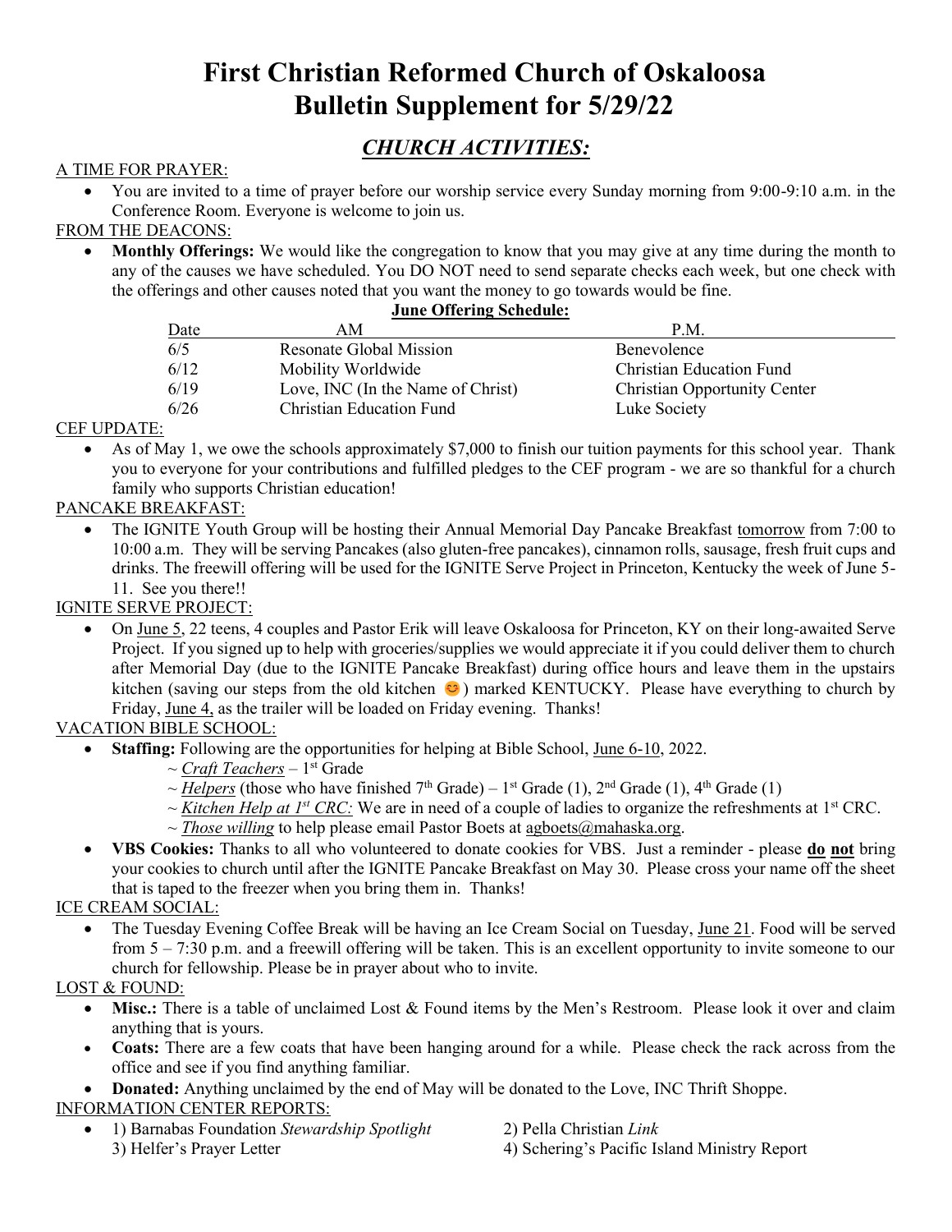# First Christian Reformed Church of Oskaloosa
# Bulletin Supplement for 5/29/22

## *CHURCH ACTIVITIES:*

A TIME FOR PRAYER:

- You are invited to a time of prayer before our worship service every Sunday morning from 9:00-9:10 a.m. in the Conference Room. Everyone is welcome to join us.

FROM THE DEACONS:

- **Monthly Offerings:** We would like the congregation to know that you may give at any time during the month to any of the causes we have scheduled. You DO NOT need to send separate checks each week, but one check with the offerings and other causes noted that you want the money to go towards would be fine.

**June Offering Schedule:**

| Date | AM | P.M. |
|---|---|---|
| 6/5 | Resonate Global Mission | Benevolence |
| 6/12 | Mobility Worldwide | Christian Education Fund |
| 6/19 | Love, INC (In the Name of Christ) | Christian Opportunity Center |
| 6/26 | Christian Education Fund | Luke Society |

CEF UPDATE:

- As of May 1, we owe the schools approximately $7,000 to finish our tuition payments for this school year. Thank you to everyone for your contributions and fulfilled pledges to the CEF program - we are so thankful for a church family who supports Christian education!

PANCAKE BREAKFAST:

- The IGNITE Youth Group will be hosting their Annual Memorial Day Pancake Breakfast tomorrow from 7:00 to 10:00 a.m. They will be serving Pancakes (also gluten-free pancakes), cinnamon rolls, sausage, fresh fruit cups and drinks. The freewill offering will be used for the IGNITE Serve Project in Princeton, Kentucky the week of June 5-11. See you there!!

IGNITE SERVE PROJECT:

- On June 5, 22 teens, 4 couples and Pastor Erik will leave Oskaloosa for Princeton, KY on their long-awaited Serve Project. If you signed up to help with groceries/supplies we would appreciate it if you could deliver them to church after Memorial Day (due to the IGNITE Pancake Breakfast) during office hours and leave them in the upstairs kitchen (saving our steps from the old kitchen 😊) marked KENTUCKY. Please have everything to church by Friday, June 4, as the trailer will be loaded on Friday evening. Thanks!

VACATION BIBLE SCHOOL:

- **Staffing:** Following are the opportunities for helping at Bible School, June 6-10, 2022.
  - ~ *Craft Teachers* – 1st Grade
  - ~ *Helpers* (those who have finished 7th Grade) – 1st Grade (1), 2nd Grade (1), 4th Grade (1)
  - ~ *Kitchen Help at 1st CRC:* We are in need of a couple of ladies to organize the refreshments at 1st CRC.
  - ~ *Those willing* to help please email Pastor Boets at agboets@mahaska.org.
- **VBS Cookies:** Thanks to all who volunteered to donate cookies for VBS. Just a reminder - please **do not** bring your cookies to church until after the IGNITE Pancake Breakfast on May 30. Please cross your name off the sheet that is taped to the freezer when you bring them in. Thanks!

ICE CREAM SOCIAL:

- The Tuesday Evening Coffee Break will be having an Ice Cream Social on Tuesday, June 21. Food will be served from 5 – 7:30 p.m. and a freewill offering will be taken. This is an excellent opportunity to invite someone to our church for fellowship. Please be in prayer about who to invite.

LOST & FOUND:

- **Misc.:** There is a table of unclaimed Lost & Found items by the Men's Restroom. Please look it over and claim anything that is yours.
- **Coats:** There are a few coats that have been hanging around for a while. Please check the rack across from the office and see if you find anything familiar.
- **Donated:** Anything unclaimed by the end of May will be donated to the Love, INC Thrift Shoppe.

INFORMATION CENTER REPORTS:

- 1) Barnabas Foundation *Stewardship Spotlight*
  2) Pella Christian *Link*
  3) Helfer's Prayer Letter
  4) Schering's Pacific Island Ministry Report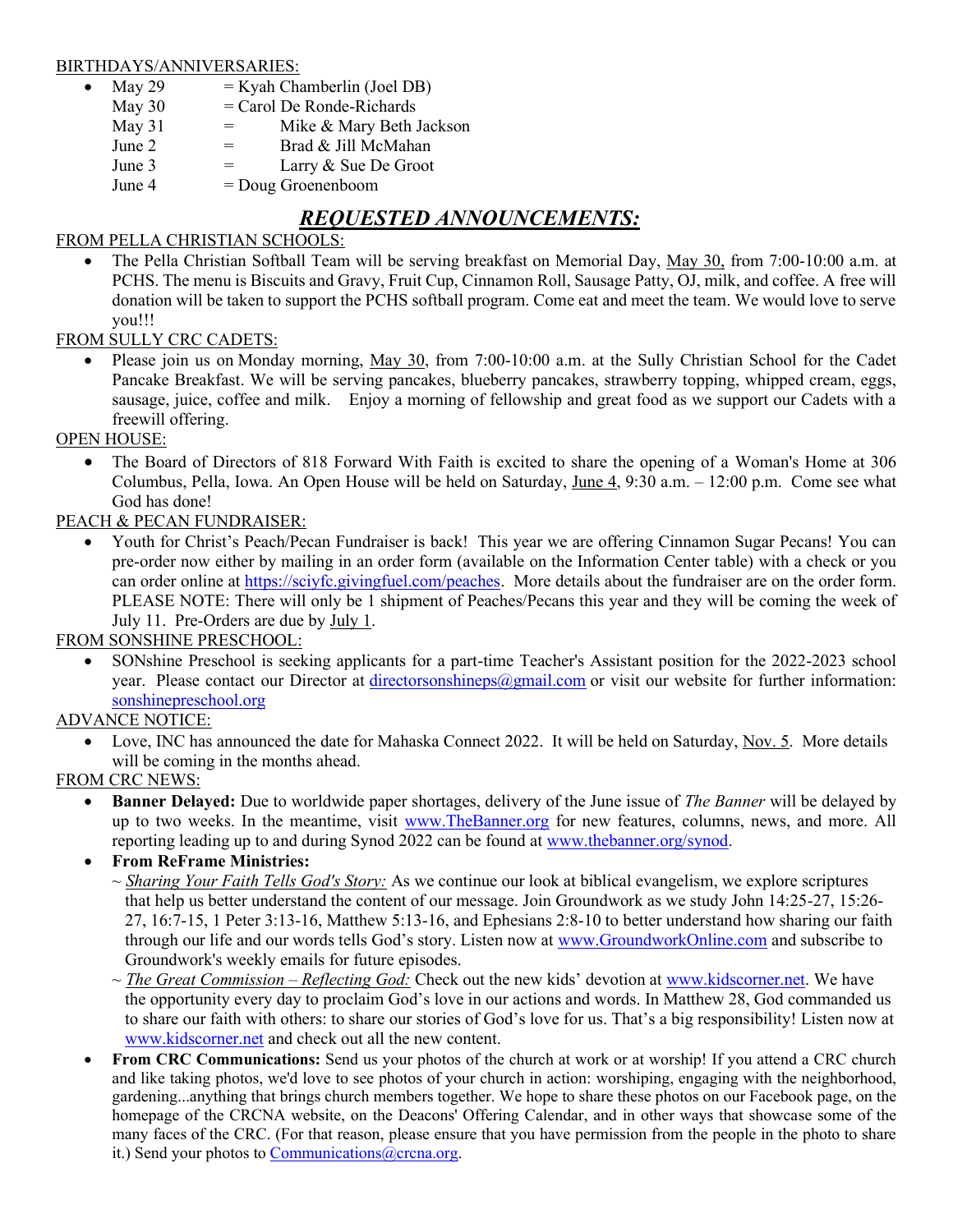BIRTHDAYS/ANNIVERSARIES:

- May 29 = Kyah Chamberlin (Joel DB)
  May 30 = Carol De Ronde-Richards
  May 31 = Mike & Mary Beth Jackson
  June 2 = Brad & Jill McMahan
  June 3 = Larry & Sue De Groot
  June 4 = Doug Groenenboom

## ***REQUESTED ANNOUNCEMENTS:***

FROM PELLA CHRISTIAN SCHOOLS:

- The Pella Christian Softball Team will be serving breakfast on Memorial Day, May 30, from 7:00-10:00 a.m. at PCHS. The menu is Biscuits and Gravy, Fruit Cup, Cinnamon Roll, Sausage Patty, OJ, milk, and coffee. A free will donation will be taken to support the PCHS softball program. Come eat and meet the team. We would love to serve you!!!

FROM SULLY CRC CADETS:

- Please join us on Monday morning, May 30, from 7:00-10:00 a.m. at the Sully Christian School for the Cadet Pancake Breakfast. We will be serving pancakes, blueberry pancakes, strawberry topping, whipped cream, eggs, sausage, juice, coffee and milk. Enjoy a morning of fellowship and great food as we support our Cadets with a freewill offering.

OPEN HOUSE:

- The Board of Directors of 818 Forward With Faith is excited to share the opening of a Woman's Home at 306 Columbus, Pella, Iowa. An Open House will be held on Saturday, June 4, 9:30 a.m. – 12:00 p.m. Come see what God has done!

PEACH & PECAN FUNDRAISER:

- Youth for Christ's Peach/Pecan Fundraiser is back! This year we are offering Cinnamon Sugar Pecans! You can pre-order now either by mailing in an order form (available on the Information Center table) with a check or you can order online at https://sciyfc.givingfuel.com/peaches. More details about the fundraiser are on the order form. PLEASE NOTE: There will only be 1 shipment of Peaches/Pecans this year and they will be coming the week of July 11. Pre-Orders are due by July 1.

FROM SONSHINE PRESCHOOL:

- SONshine Preschool is seeking applicants for a part-time Teacher's Assistant position for the 2022-2023 school year. Please contact our Director at directorsonshineps@gmail.com or visit our website for further information: sonshinepreschool.org

ADVANCE NOTICE:

- Love, INC has announced the date for Mahaska Connect 2022. It will be held on Saturday, Nov. 5. More details will be coming in the months ahead.

FROM CRC NEWS:

- **Banner Delayed:** Due to worldwide paper shortages, delivery of the June issue of *The Banner* will be delayed by up to two weeks. In the meantime, visit www.TheBanner.org for new features, columns, news, and more. All reporting leading up to and during Synod 2022 can be found at www.thebanner.org/synod.
- **From ReFrame Ministries:**
  ~ *Sharing Your Faith Tells God's Story:* As we continue our look at biblical evangelism, we explore scriptures that help us better understand the content of our message. Join Groundwork as we study John 14:25-27, 15:26-27, 16:7-15, 1 Peter 3:13-16, Matthew 5:13-16, and Ephesians 2:8-10 to better understand how sharing our faith through our life and our words tells God's story. Listen now at www.GroundworkOnline.com and subscribe to Groundwork's weekly emails for future episodes.
  ~ *The Great Commission – Reflecting God:* Check out the new kids' devotion at www.kidscorner.net. We have the opportunity every day to proclaim God's love in our actions and words. In Matthew 28, God commanded us to share our faith with others: to share our stories of God's love for us. That's a big responsibility! Listen now at www.kidscorner.net and check out all the new content.
- **From CRC Communications:** Send us your photos of the church at work or at worship! If you attend a CRC church and like taking photos, we'd love to see photos of your church in action: worshiping, engaging with the neighborhood, gardening...anything that brings church members together. We hope to share these photos on our Facebook page, on the homepage of the CRCNA website, on the Deacons' Offering Calendar, and in other ways that showcase some of the many faces of the CRC. (For that reason, please ensure that you have permission from the people in the photo to share it.) Send your photos to Communications@crcna.org.